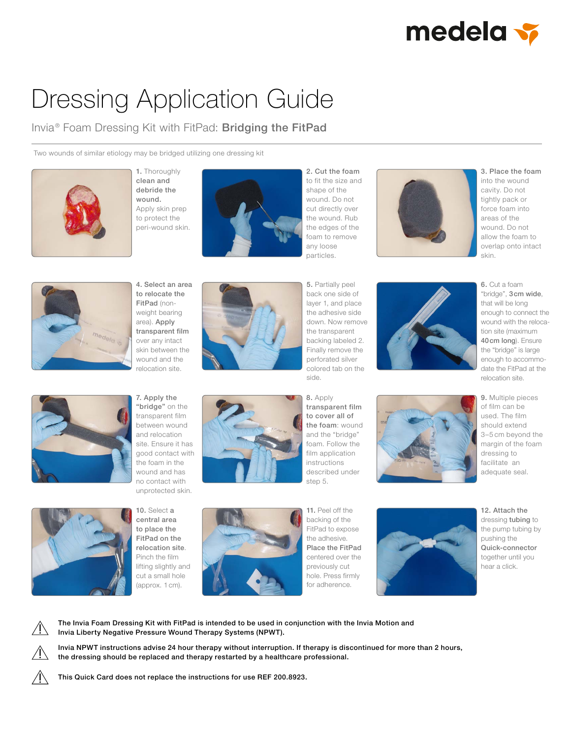# Dressing Application Guide

## Invia® Foam Dressing Kit with FitPad: **Bridging the FitPad**

Two wounds of similar etiology may be bridged utilizing one dressing kit

1. **Thoroughly clean and debride the wound.** Apply skin prep to protect the peri-wound skin.

2. **Cut the foam** to fit the size and shape of the wound. Do not cut directly over the wound. Rub the edges of the foam to remove any loose particles.

3. **Place the foam** into the wound cavity. Do not tightly pack or force foam into areas of the wound. Do not allow the foam to overlap onto intact skin.

4. **Select an area to relocate the FitPad** (non-weight bearing area). **Apply transparent film** over any intact skin between the wound and the relocation site.

5. Partially peel back one side of layer 1, and place the adhesive side down. Now remove the transparent backing labeled 2. Finally remove the perforated silver colored tab on the side.

6. Cut a foam "bridge", **3 cm wide**, that will be long enough to connect the wound with the relocation site (maximum **40 cm long**). Ensure the "bridge" is large enough to accommodate the FitPad at the relocation site.

7. **Apply the "bridge"** on the transparent film between wound and relocation site. Ensure it has good contact with the foam in the wound and has no contact with unprotected skin.

8. Apply **transparent film to cover all of the foam**: wound and the "bridge" foam. Follow the film application instructions described under step 5.

9. Multiple pieces of film can be used. The film should extend 3–5 cm beyond the margin of the foam dressing to facilitate an adequate seal.

10. Select a **central area to place the FitPad on the relocation site**. Pinch the film lifting slightly and cut a small hole (approx. 1 cm).

11. Peel off the backing of the FitPad to expose the adhesive. **Place the FitPad** centered over the previously cut hole. Press firmly for adherence.

12. **Attach the** dressing **tubing** to the pump tubing by pushing the **Quick-Connector** together until you hear a click.

⚠ **The Invia Foam Dressing Kit with FitPad is intended to be used in conjunction with the Invia Motion and Invia Liberty Negative Pressure Wound Therapy Systems (NPWT).**

⚠ **Invia NPWT instructions advise 24 hour therapy without interruption. If therapy is discontinued for more than 2 hours, the dressing should be replaced and therapy restarted by a healthcare professional.**

⚠ **This Quick Card does not replace the instructions for use REF 200.8923.**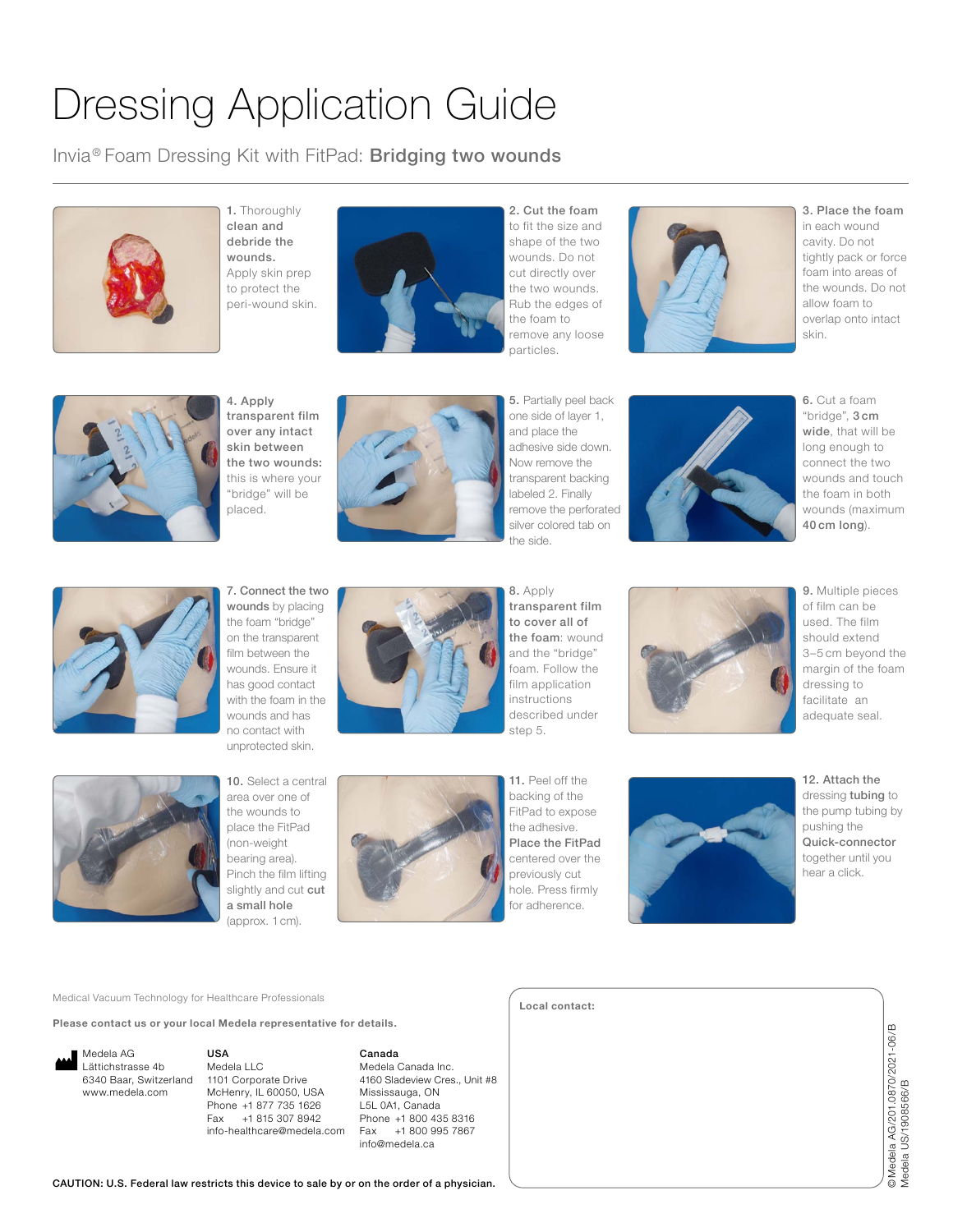# Dressing Application Guide

## Invia® Foam Dressing Kit with FitPad: **Bridging two wounds**

1. Thoroughly **clean and debride the wounds.** Apply skin prep to protect the peri-wound skin.

2. **Cut the foam** to fit the size and shape of the two wounds. Do not cut directly over the two wounds. Rub the edges of the foam to remove any loose particles.

3. **Place the foam** in each wound cavity. Do not tightly pack or force foam into areas of the wounds. Do not allow foam to overlap onto intact skin.

4. **Apply transparent film over any intact skin between the two wounds:** this is where your "bridge" will be placed.

5. Partially peel back one side of layer 1, and place the adhesive side down. Now remove the transparent backing labeled 2. Finally remove the perforated silver colored tab on the side.

6. Cut a foam "bridge", **3 cm wide**, that will be long enough to connect the two wounds and touch the foam in both wounds (maximum **40 cm long**).

7. **Connect the two wounds** by placing the foam "bridge" on the transparent film between the wounds. Ensure it has good contact with the foam in the wounds and has no contact with unprotected skin.

8. Apply **transparent film to cover all of the foam**: wound and the "bridge" foam. Follow the film application instructions described under step 5.

9. Multiple pieces of film can be used. The film should extend 3–5 cm beyond the margin of the foam dressing to facilitate an adequate seal.

10. Select a central area over one of the wounds to place the FitPad (non-weight bearing area). Pinch the film lifting slightly and cut **cut a small hole** (approx. 1 cm).

11. Peel off the backing of the FitPad to expose the adhesive. **Place the FitPad** centered over the previously cut hole. Press firmly for adherence.

12. **Attach the** dressing **tubing** to the pump tubing by pushing the **Quick-connector** together until you hear a click.

Medical Vacuum Technology for Healthcare Professionals

**Please contact us or your local Medela representative for details.**

Medela AG
Lättichstrasse 4b
6340 Baar, Switzerland
www.medela.com

**USA**
Medela LLC
1101 Corporate Drive
McHenry, IL 60050, USA
Phone +1 877 735 1626
Fax +1 815 307 8942
info-healthcare@medela.com

**Canada**
Medela Canada Inc.
4160 Sladeview Cres., Unit #8
Mississauga, ON
L5L 0A1, Canada
Phone +1 800 435 8316
Fax +1 800 995 7867
info@medela.ca

**Local contact:**

©Medela AG/201.0870/2021-06/B
Medela US/1908566/B

**CAUTION: U.S. Federal law restricts this device to sale by or on the order of a physician.**